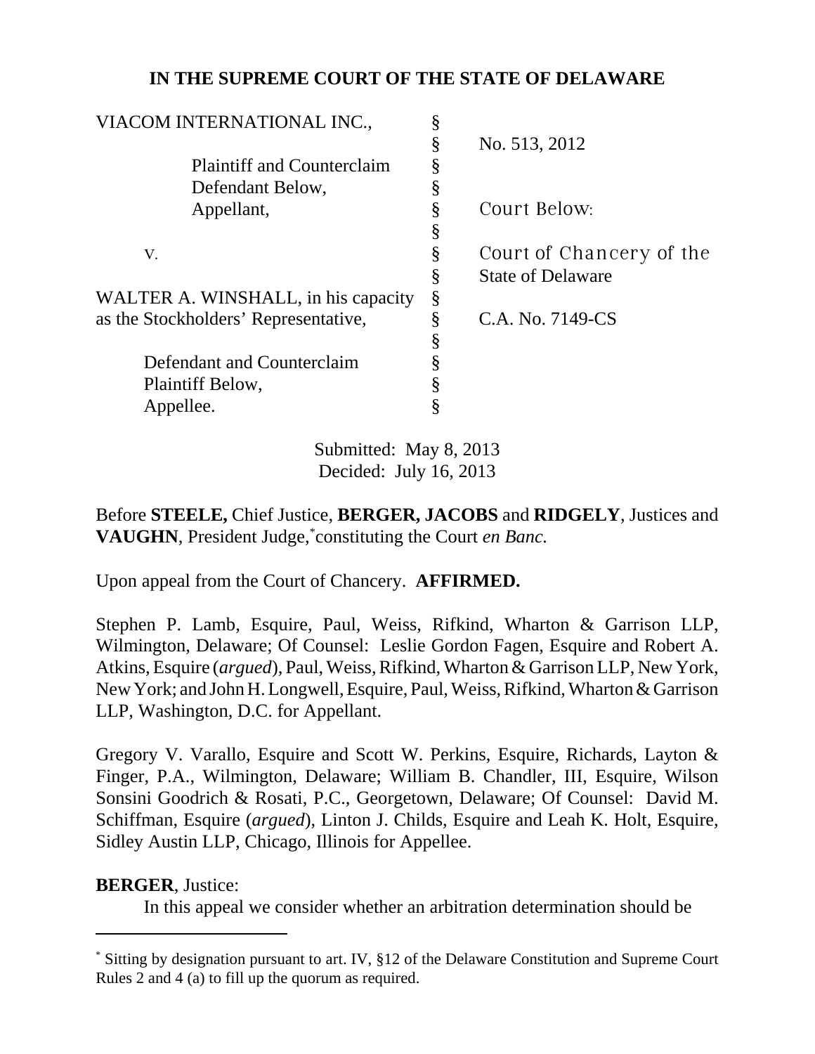**IN THE SUPREME COURT OF THE STATE OF DELAWARE**

| | | |
|---|---|---|
| VIACOM INTERNATIONAL INC., | § | |
| | § | No. 513, 2012 |
| Plaintiff and Counterclaim | § | |
| Defendant Below, | § | |
| Appellant, | § | Court Below: |
| | § | |
| v. | § | Court of Chancery of the |
| | § | State of Delaware |
| WALTER A. WINSHALL, in his capacity | § | |
| as the Stockholders' Representative, | § | C.A. No. 7149-CS |
| | § | |
| Defendant and Counterclaim | § | |
| Plaintiff Below, | § | |
| Appellee. | § | |

Submitted: May 8, 2013
Decided: July 16, 2013

Before **STEELE,** Chief Justice, **BERGER, JACOBS** and **RIDGELY**, Justices and **VAUGHN**, President Judge,[*] constituting the Court *en Banc.*

Upon appeal from the Court of Chancery. **AFFIRMED.**

Stephen P. Lamb, Esquire, Paul, Weiss, Rifkind, Wharton & Garrison LLP, Wilmington, Delaware; Of Counsel: Leslie Gordon Fagen, Esquire and Robert A. Atkins, Esquire (*argued*), Paul, Weiss, Rifkind, Wharton & Garrison LLP, New York, New York; and John H. Longwell, Esquire, Paul, Weiss, Rifkind, Wharton & Garrison LLP, Washington, D.C. for Appellant.

Gregory V. Varallo, Esquire and Scott W. Perkins, Esquire, Richards, Layton & Finger, P.A., Wilmington, Delaware; William B. Chandler, III, Esquire, Wilson Sonsini Goodrich & Rosati, P.C., Georgetown, Delaware; Of Counsel: David M. Schiffman, Esquire (*argued*), Linton J. Childs, Esquire and Leah K. Holt, Esquire, Sidley Austin LLP, Chicago, Illinois for Appellee.

**BERGER**, Justice:

In this appeal we consider whether an arbitration determination should be

[*] Sitting by designation pursuant to art. IV, §12 of the Delaware Constitution and Supreme Court Rules 2 and 4 (a) to fill up the quorum as required.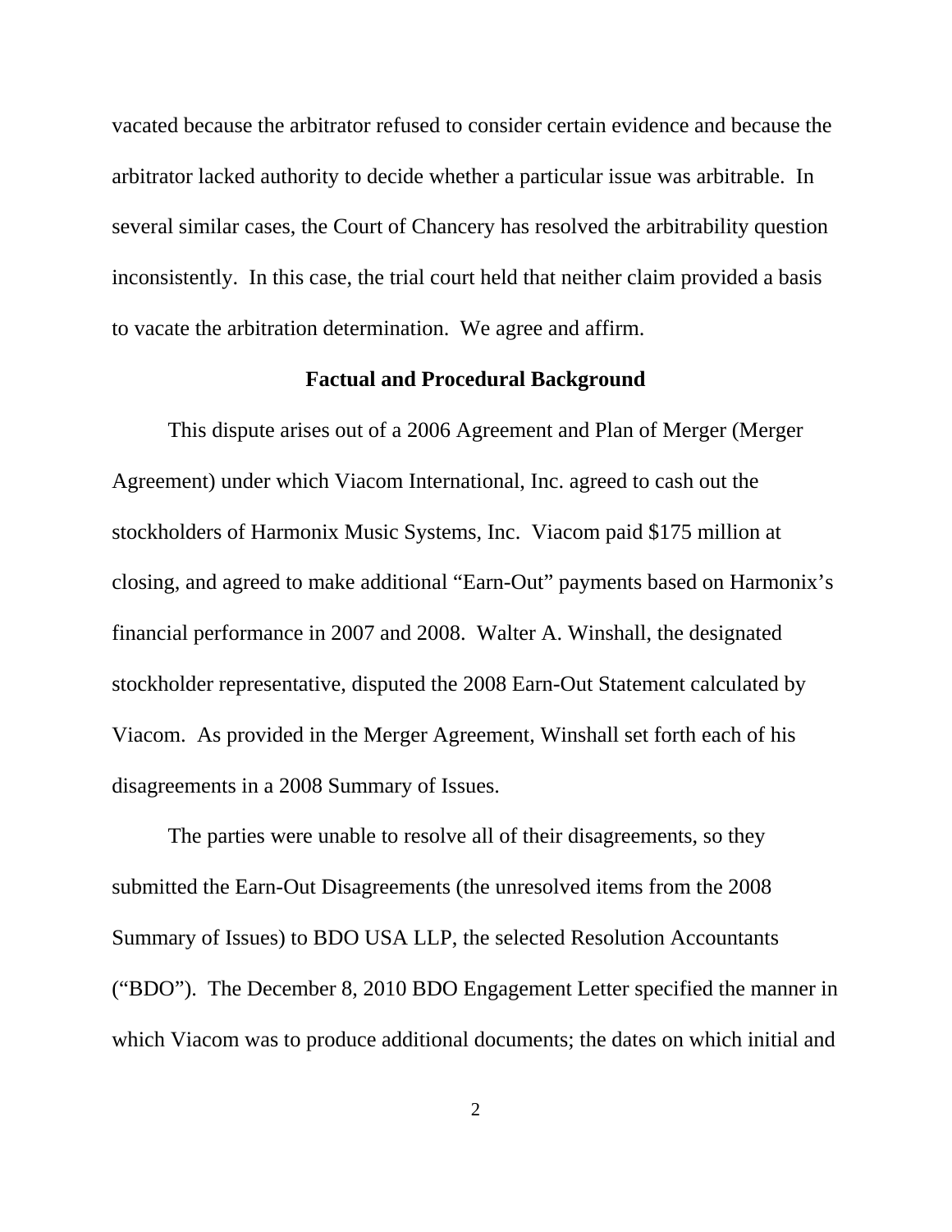vacated because the arbitrator refused to consider certain evidence and because the arbitrator lacked authority to decide whether a particular issue was arbitrable. In several similar cases, the Court of Chancery has resolved the arbitrability question inconsistently. In this case, the trial court held that neither claim provided a basis to vacate the arbitration determination. We agree and affirm.

**Factual and Procedural Background**

This dispute arises out of a 2006 Agreement and Plan of Merger (Merger Agreement) under which Viacom International, Inc. agreed to cash out the stockholders of Harmonix Music Systems, Inc. Viacom paid $175 million at closing, and agreed to make additional "Earn-Out" payments based on Harmonix's financial performance in 2007 and 2008. Walter A. Winshall, the designated stockholder representative, disputed the 2008 Earn-Out Statement calculated by Viacom. As provided in the Merger Agreement, Winshall set forth each of his disagreements in a 2008 Summary of Issues.

The parties were unable to resolve all of their disagreements, so they submitted the Earn-Out Disagreements (the unresolved items from the 2008 Summary of Issues) to BDO USA LLP, the selected Resolution Accountants ("BDO"). The December 8, 2010 BDO Engagement Letter specified the manner in which Viacom was to produce additional documents; the dates on which initial and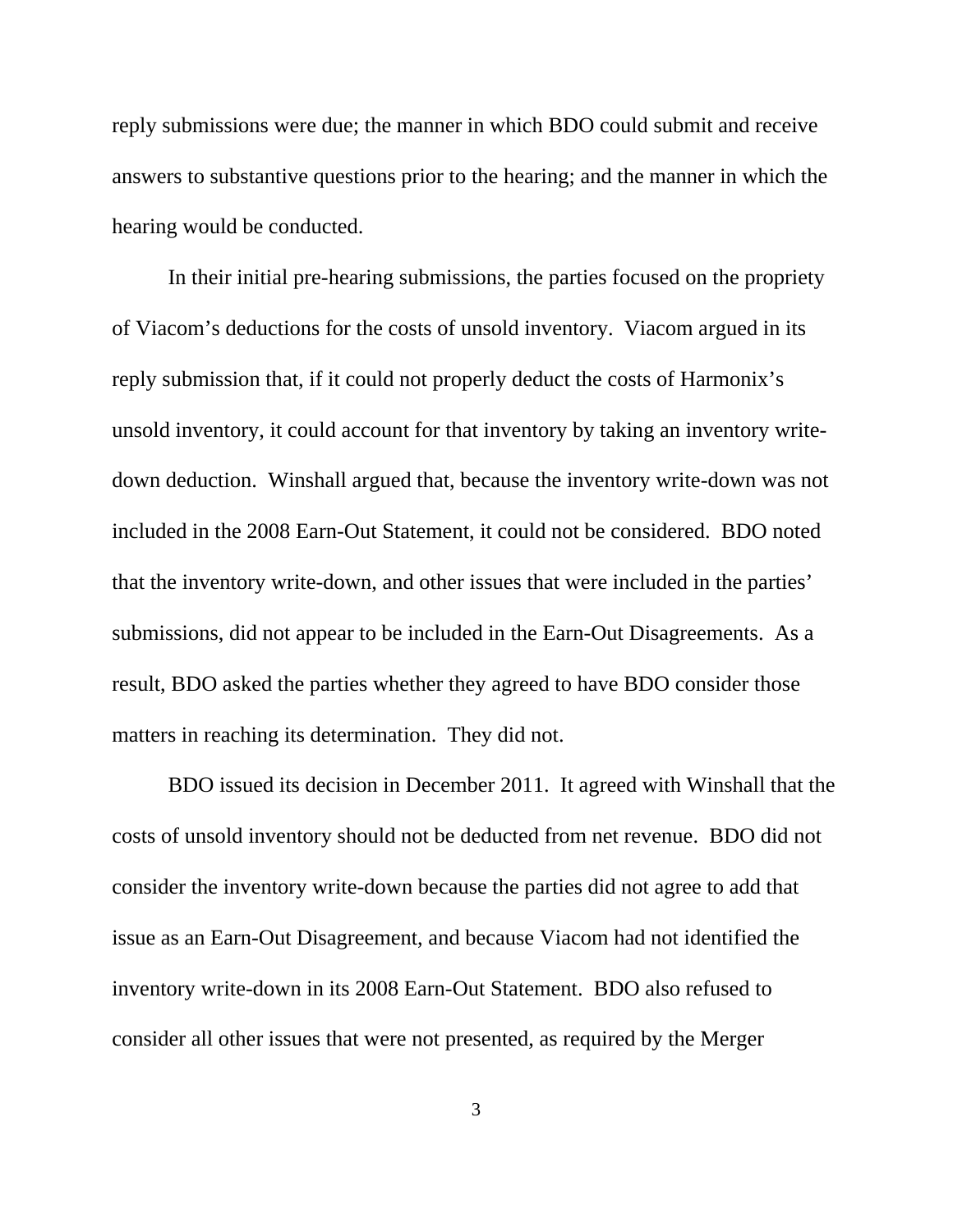reply submissions were due; the manner in which BDO could submit and receive answers to substantive questions prior to the hearing; and the manner in which the hearing would be conducted.

In their initial pre-hearing submissions, the parties focused on the propriety of Viacom's deductions for the costs of unsold inventory. Viacom argued in its reply submission that, if it could not properly deduct the costs of Harmonix's unsold inventory, it could account for that inventory by taking an inventory write-down deduction. Winshall argued that, because the inventory write-down was not included in the 2008 Earn-Out Statement, it could not be considered. BDO noted that the inventory write-down, and other issues that were included in the parties' submissions, did not appear to be included in the Earn-Out Disagreements. As a result, BDO asked the parties whether they agreed to have BDO consider those matters in reaching its determination. They did not.

BDO issued its decision in December 2011. It agreed with Winshall that the costs of unsold inventory should not be deducted from net revenue. BDO did not consider the inventory write-down because the parties did not agree to add that issue as an Earn-Out Disagreement, and because Viacom had not identified the inventory write-down in its 2008 Earn-Out Statement. BDO also refused to consider all other issues that were not presented, as required by the Merger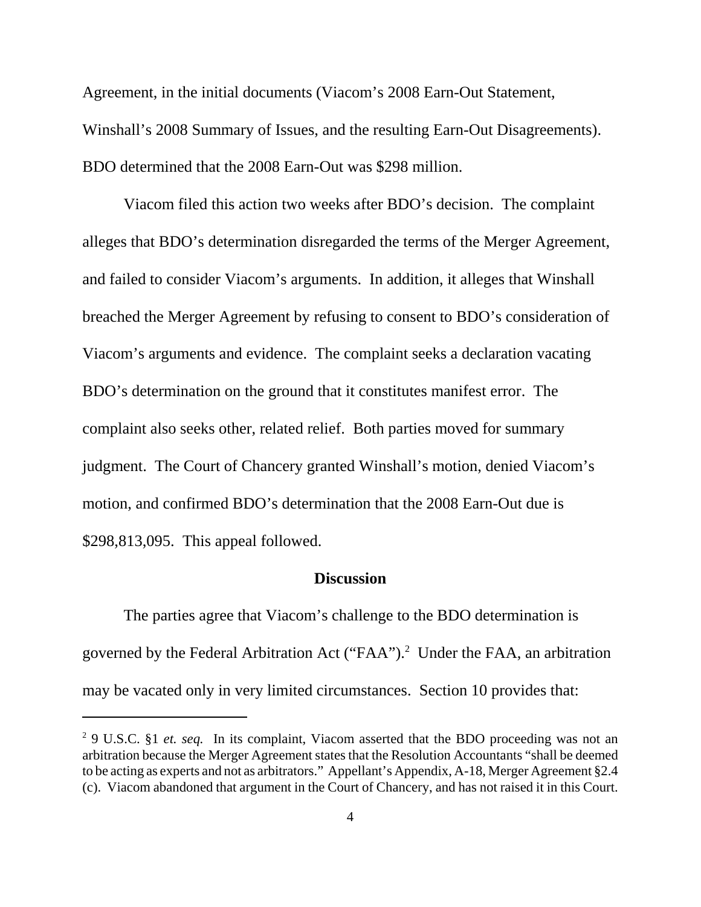Agreement, in the initial documents (Viacom's 2008 Earn-Out Statement, Winshall's 2008 Summary of Issues, and the resulting Earn-Out Disagreements). BDO determined that the 2008 Earn-Out was $298 million.

Viacom filed this action two weeks after BDO's decision. The complaint alleges that BDO's determination disregarded the terms of the Merger Agreement, and failed to consider Viacom's arguments. In addition, it alleges that Winshall breached the Merger Agreement by refusing to consent to BDO's consideration of Viacom's arguments and evidence. The complaint seeks a declaration vacating BDO's determination on the ground that it constitutes manifest error. The complaint also seeks other, related relief. Both parties moved for summary judgment. The Court of Chancery granted Winshall's motion, denied Viacom's motion, and confirmed BDO's determination that the 2008 Earn-Out due is $298,813,095. This appeal followed.

## Discussion

The parties agree that Viacom's challenge to the BDO determination is governed by the Federal Arbitration Act ("FAA").[2] Under the FAA, an arbitration may be vacated only in very limited circumstances. Section 10 provides that:

---

[2] 9 U.S.C. §1 *et. seq.* In its complaint, Viacom asserted that the BDO proceeding was not an arbitration because the Merger Agreement states that the Resolution Accountants "shall be deemed to be acting as experts and not as arbitrators." Appellant's Appendix, A-18, Merger Agreement §2.4 (c). Viacom abandoned that argument in the Court of Chancery, and has not raised it in this Court.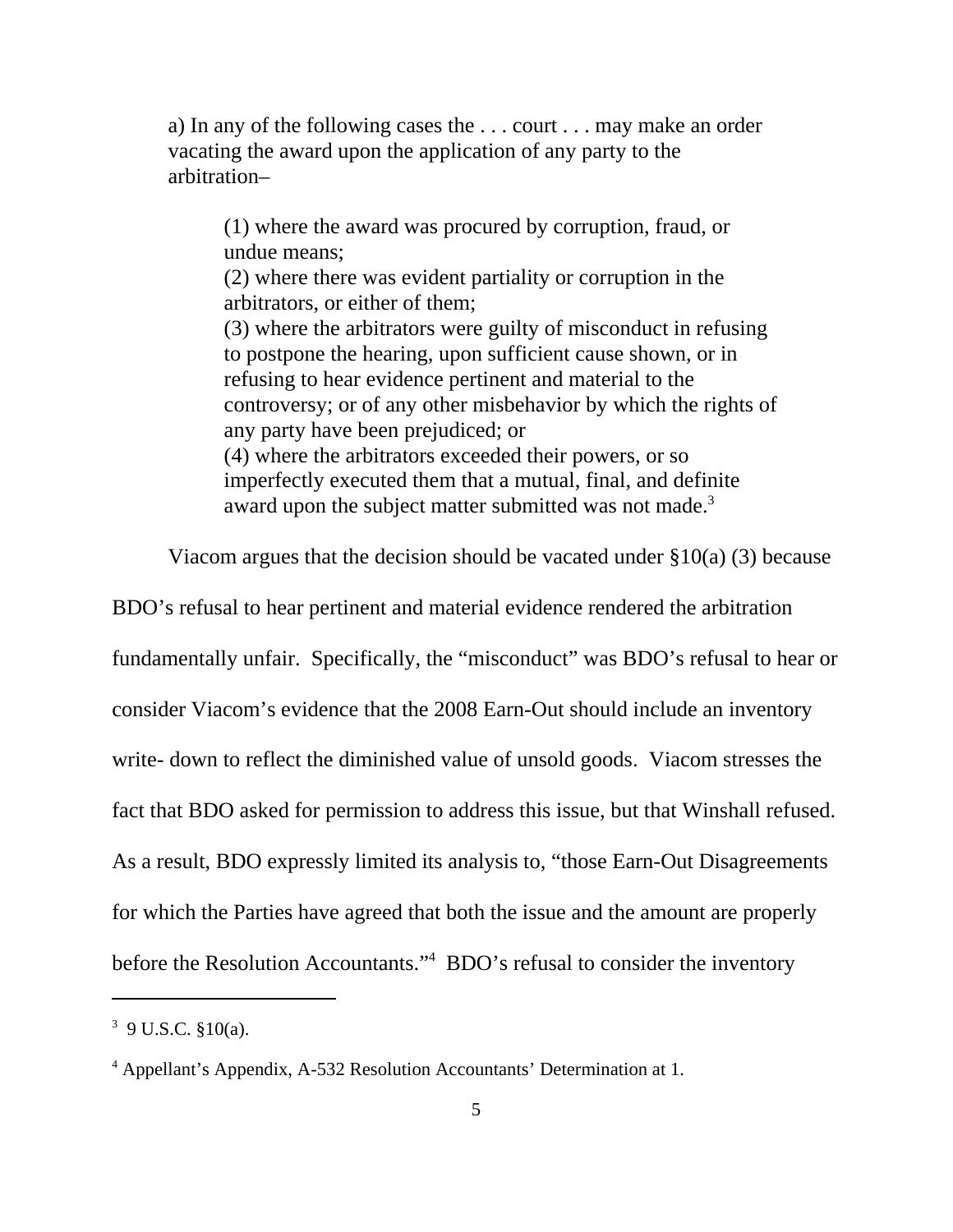> a) In any of the following cases the . . . court . . . may make an order vacating the award upon the application of any party to the arbitration–
>
> > (1) where the award was procured by corruption, fraud, or undue means;
> > (2) where there was evident partiality or corruption in the arbitrators, or either of them;
> > (3) where the arbitrators were guilty of misconduct in refusing to postpone the hearing, upon sufficient cause shown, or in refusing to hear evidence pertinent and material to the controversy; or of any other misbehavior by which the rights of any party have been prejudiced; or
> > (4) where the arbitrators exceeded their powers, or so imperfectly executed them that a mutual, final, and definite award upon the subject matter submitted was not made.[3]

Viacom argues that the decision should be vacated under §10(a) (3) because BDO's refusal to hear pertinent and material evidence rendered the arbitration fundamentally unfair. Specifically, the "misconduct" was BDO's refusal to hear or consider Viacom's evidence that the 2008 Earn-Out should include an inventory write- down to reflect the diminished value of unsold goods. Viacom stresses the fact that BDO asked for permission to address this issue, but that Winshall refused. As a result, BDO expressly limited its analysis to, "those Earn-Out Disagreements for which the Parties have agreed that both the issue and the amount are properly before the Resolution Accountants."[4] BDO's refusal to consider the inventory

---

[3] 9 U.S.C. §10(a).

[4] Appellant's Appendix, A-532 Resolution Accountants' Determination at 1.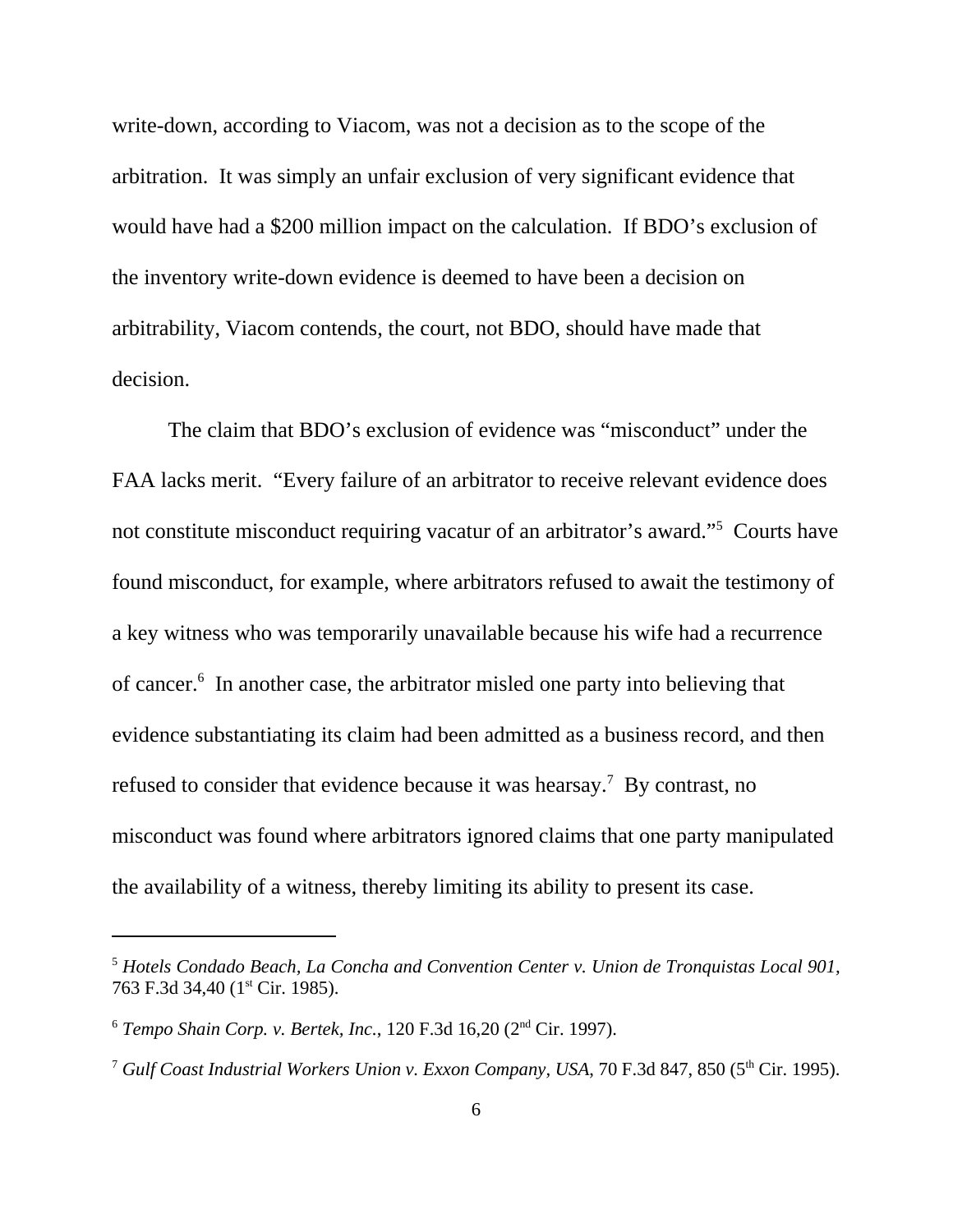write-down, according to Viacom, was not a decision as to the scope of the arbitration. It was simply an unfair exclusion of very significant evidence that would have had a $200 million impact on the calculation. If BDO's exclusion of the inventory write-down evidence is deemed to have been a decision on arbitrability, Viacom contends, the court, not BDO, should have made that decision.

The claim that BDO's exclusion of evidence was "misconduct" under the FAA lacks merit. "Every failure of an arbitrator to receive relevant evidence does not constitute misconduct requiring vacatur of an arbitrator's award."[5] Courts have found misconduct, for example, where arbitrators refused to await the testimony of a key witness who was temporarily unavailable because his wife had a recurrence of cancer.[6] In another case, the arbitrator misled one party into believing that evidence substantiating its claim had been admitted as a business record, and then refused to consider that evidence because it was hearsay.[7] By contrast, no misconduct was found where arbitrators ignored claims that one party manipulated the availability of a witness, thereby limiting its ability to present its case.

---

[5] *Hotels Condado Beach, La Concha and Convention Center v. Union de Tronquistas Local 901*, 763 F.3d 34,40 (1st Cir. 1985).

[6] *Tempo Shain Corp. v. Bertek, Inc.*, 120 F.3d 16,20 (2nd Cir. 1997).

[7] *Gulf Coast Industrial Workers Union v. Exxon Company, USA*, 70 F.3d 847, 850 (5th Cir. 1995).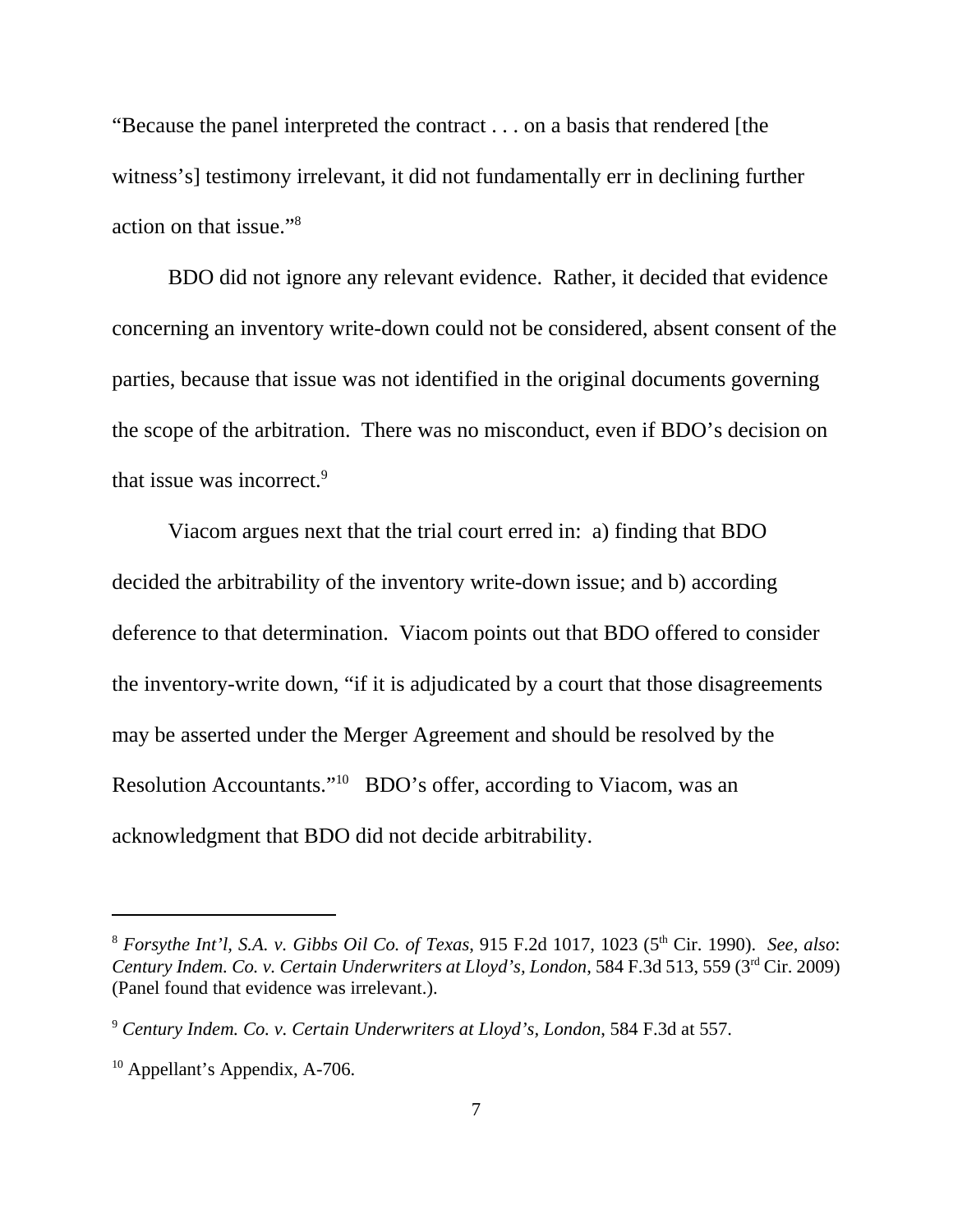"Because the panel interpreted the contract . . . on a basis that rendered [the witness's] testimony irrelevant, it did not fundamentally err in declining further action on that issue."[8]

BDO did not ignore any relevant evidence. Rather, it decided that evidence concerning an inventory write-down could not be considered, absent consent of the parties, because that issue was not identified in the original documents governing the scope of the arbitration. There was no misconduct, even if BDO's decision on that issue was incorrect.[9]

Viacom argues next that the trial court erred in: a) finding that BDO decided the arbitrability of the inventory write-down issue; and b) according deference to that determination. Viacom points out that BDO offered to consider the inventory-write down, "if it is adjudicated by a court that those disagreements may be asserted under the Merger Agreement and should be resolved by the Resolution Accountants."[10] BDO's offer, according to Viacom, was an acknowledgment that BDO did not decide arbitrability.

---

[8] *Forsythe Int'l, S.A. v. Gibbs Oil Co. of Texas*, 915 F.2d 1017, 1023 (5th Cir. 1990). *See, also*: *Century Indem. Co. v. Certain Underwriters at Lloyd's, London*, 584 F.3d 513, 559 (3rd Cir. 2009) (Panel found that evidence was irrelevant.).

[9] *Century Indem. Co. v. Certain Underwriters at Lloyd's, London*, 584 F.3d at 557.

[10] Appellant's Appendix, A-706.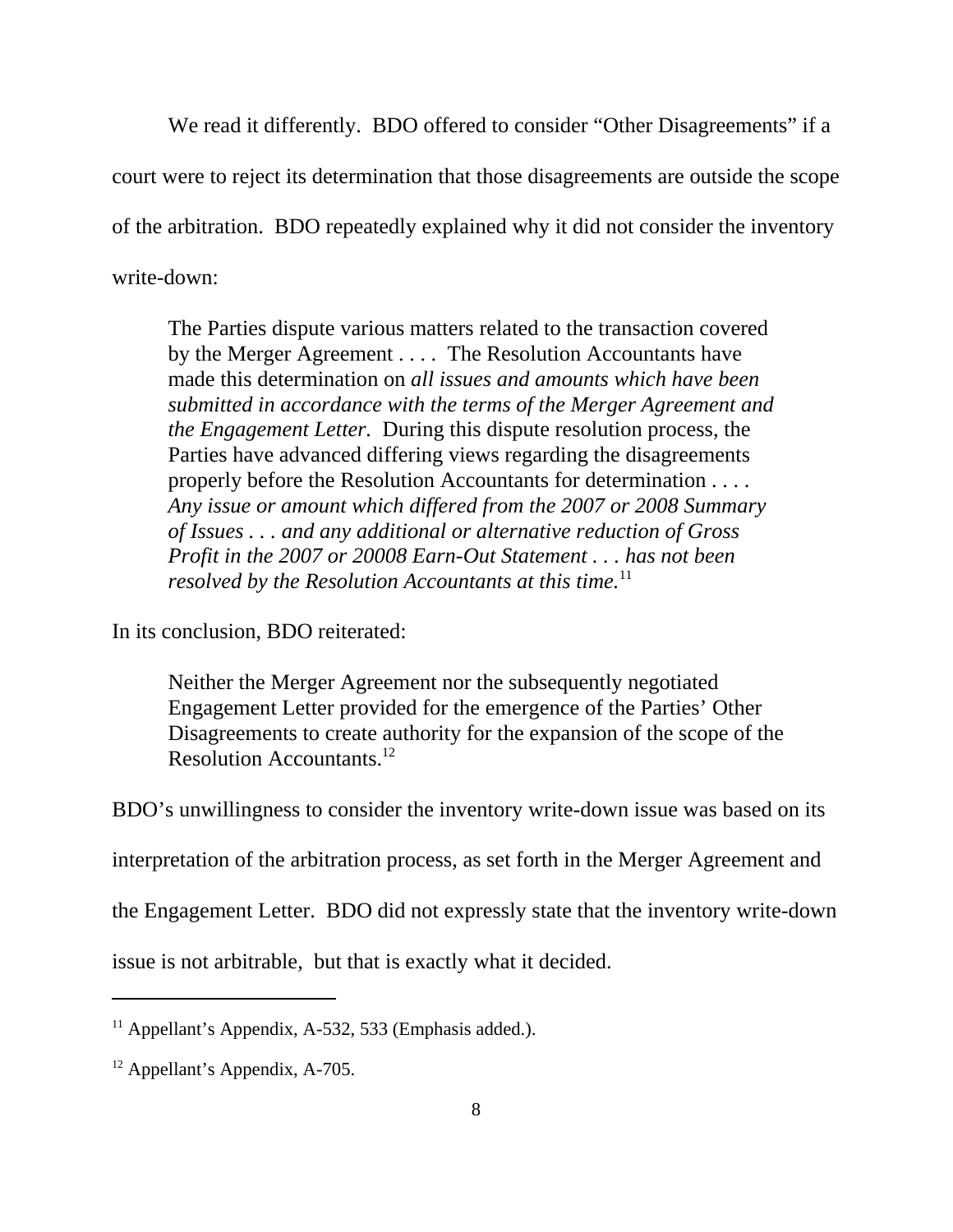We read it differently. BDO offered to consider "Other Disagreements" if a court were to reject its determination that those disagreements are outside the scope of the arbitration. BDO repeatedly explained why it did not consider the inventory write-down:

> The Parties dispute various matters related to the transaction covered by the Merger Agreement . . . . The Resolution Accountants have made this determination on *all issues and amounts which have been submitted in accordance with the terms of the Merger Agreement and the Engagement Letter.* During this dispute resolution process, the Parties have advanced differing views regarding the disagreements properly before the Resolution Accountants for determination . . . . *Any issue or amount which differed from the 2007 or 2008 Summary of Issues . . . and any additional or alternative reduction of Gross Profit in the 2007 or 20008 Earn-Out Statement . . . has not been resolved by the Resolution Accountants at this time.*[11]

In its conclusion, BDO reiterated:

> Neither the Merger Agreement nor the subsequently negotiated Engagement Letter provided for the emergence of the Parties' Other Disagreements to create authority for the expansion of the scope of the Resolution Accountants.[12]

BDO's unwillingness to consider the inventory write-down issue was based on its interpretation of the arbitration process, as set forth in the Merger Agreement and the Engagement Letter. BDO did not expressly state that the inventory write-down issue is not arbitrable, but that is exactly what it decided.

---

[11] Appellant's Appendix, A-532, 533 (Emphasis added.).

[12] Appellant's Appendix, A-705.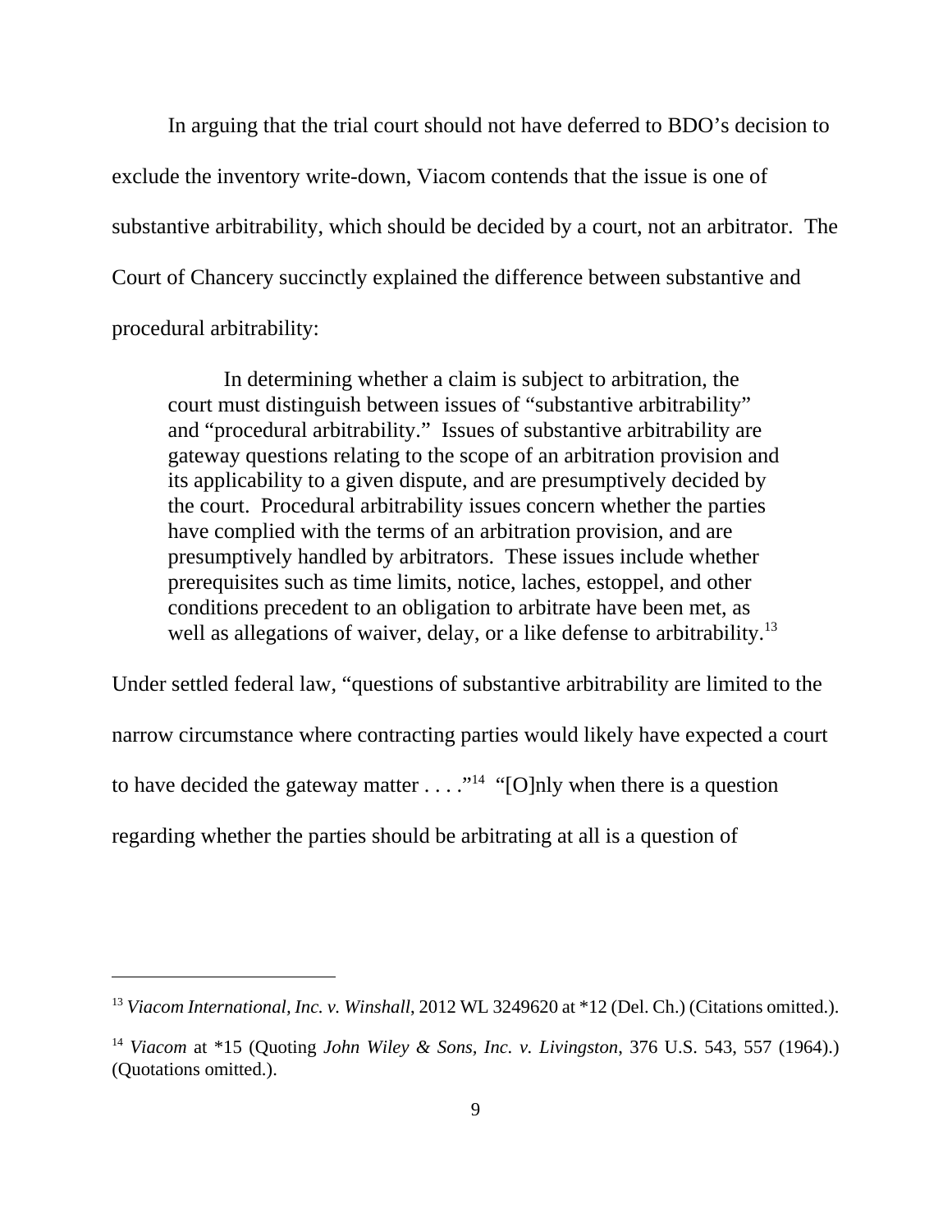In arguing that the trial court should not have deferred to BDO's decision to exclude the inventory write-down, Viacom contends that the issue is one of substantive arbitrability, which should be decided by a court, not an arbitrator. The Court of Chancery succinctly explained the difference between substantive and procedural arbitrability:

> In determining whether a claim is subject to arbitration, the court must distinguish between issues of "substantive arbitrability" and "procedural arbitrability." Issues of substantive arbitrability are gateway questions relating to the scope of an arbitration provision and its applicability to a given dispute, and are presumptively decided by the court. Procedural arbitrability issues concern whether the parties have complied with the terms of an arbitration provision, and are presumptively handled by arbitrators. These issues include whether prerequisites such as time limits, notice, laches, estoppel, and other conditions precedent to an obligation to arbitrate have been met, as well as allegations of waiver, delay, or a like defense to arbitrability.[13]

Under settled federal law, "questions of substantive arbitrability are limited to the narrow circumstance where contracting parties would likely have expected a court to have decided the gateway matter . . . ."[14] "[O]nly when there is a question regarding whether the parties should be arbitrating at all is a question of

---

[13] *Viacom International, Inc. v. Winshall*, 2012 WL 3249620 at *12 (Del. Ch.) (Citations omitted.).

[14] *Viacom* at *15 (Quoting *John Wiley & Sons, Inc. v. Livingston*, 376 U.S. 543, 557 (1964).) (Quotations omitted.).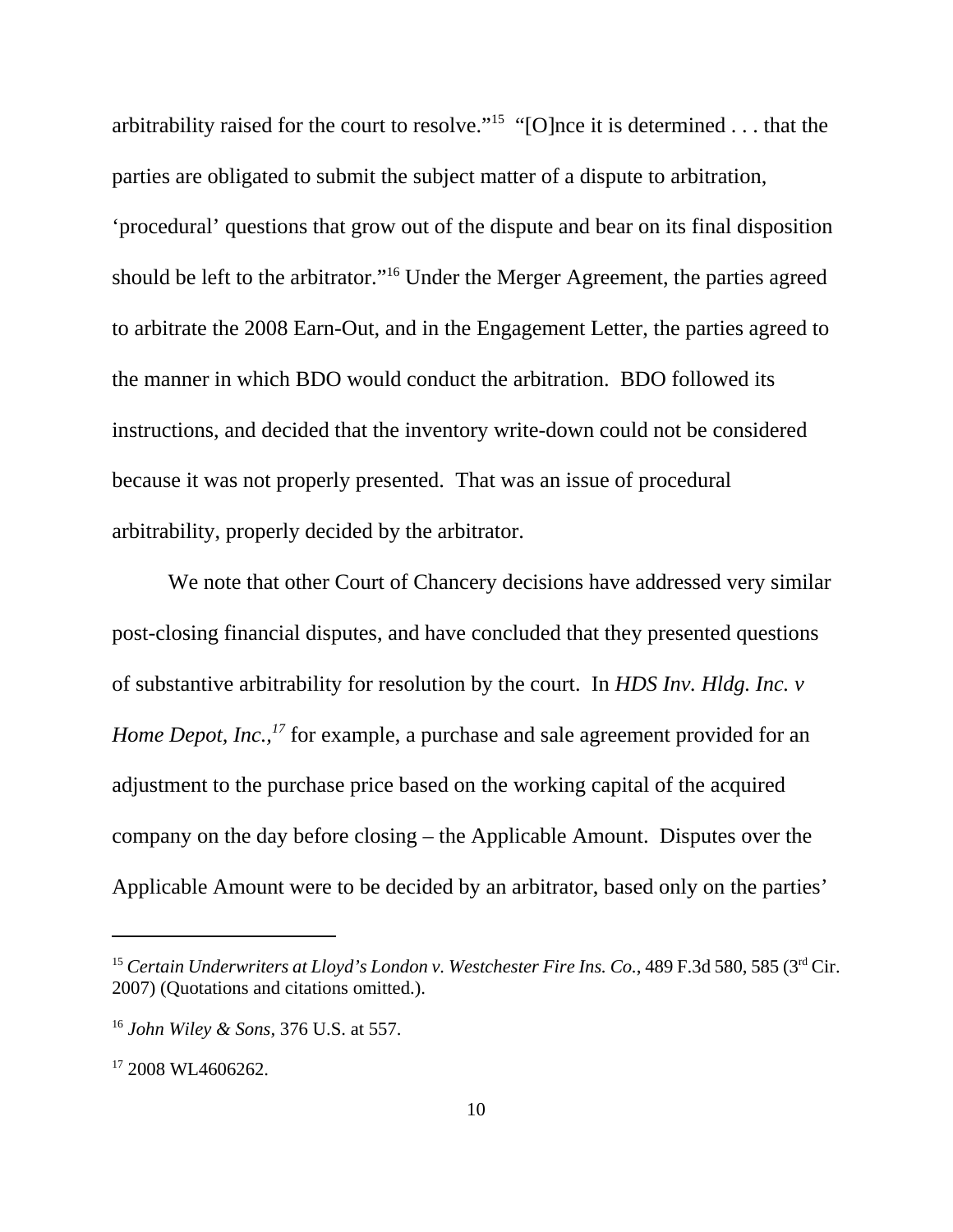arbitrability raised for the court to resolve."[15] "[O]nce it is determined . . . that the parties are obligated to submit the subject matter of a dispute to arbitration, 'procedural' questions that grow out of the dispute and bear on its final disposition should be left to the arbitrator."[16] Under the Merger Agreement, the parties agreed to arbitrate the 2008 Earn-Out, and in the Engagement Letter, the parties agreed to the manner in which BDO would conduct the arbitration. BDO followed its instructions, and decided that the inventory write-down could not be considered because it was not properly presented. That was an issue of procedural arbitrability, properly decided by the arbitrator.

We note that other Court of Chancery decisions have addressed very similar post-closing financial disputes, and have concluded that they presented questions of substantive arbitrability for resolution by the court. In *HDS Inv. Hldg. Inc. v Home Depot, Inc.*,[17] for example, a purchase and sale agreement provided for an adjustment to the purchase price based on the working capital of the acquired company on the day before closing – the Applicable Amount. Disputes over the Applicable Amount were to be decided by an arbitrator, based only on the parties'

---

[15] *Certain Underwriters at Lloyd's London v. Westchester Fire Ins. Co.*, 489 F.3d 580, 585 (3rd Cir. 2007) (Quotations and citations omitted.).

[16] *John Wiley & Sons*, 376 U.S. at 557.

[17] 2008 WL4606262.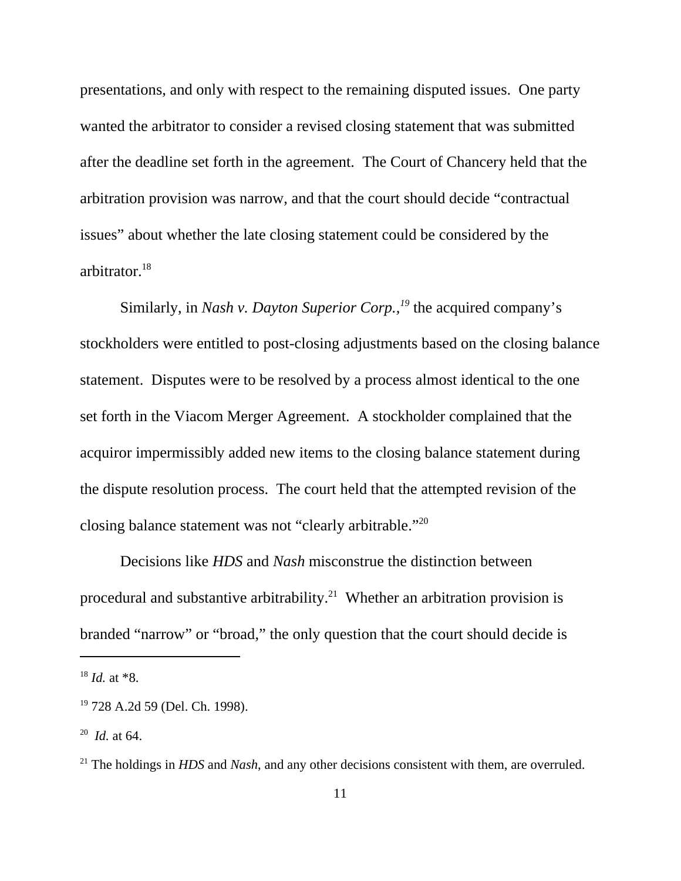presentations, and only with respect to the remaining disputed issues. One party wanted the arbitrator to consider a revised closing statement that was submitted after the deadline set forth in the agreement. The Court of Chancery held that the arbitration provision was narrow, and that the court should decide "contractual issues" about whether the late closing statement could be considered by the arbitrator.[18]

Similarly, in *Nash v. Dayton Superior Corp.,*[19] the acquired company's stockholders were entitled to post-closing adjustments based on the closing balance statement. Disputes were to be resolved by a process almost identical to the one set forth in the Viacom Merger Agreement. A stockholder complained that the acquiror impermissibly added new items to the closing balance statement during the dispute resolution process. The court held that the attempted revision of the closing balance statement was not "clearly arbitrable."[20]

Decisions like *HDS* and *Nash* misconstrue the distinction between procedural and substantive arbitrability.[21] Whether an arbitration provision is branded "narrow" or "broad," the only question that the court should decide is

---

[18] *Id.* at *8.

[19] 728 A.2d 59 (Del. Ch. 1998).

[20] *Id.* at 64.

[21] The holdings in *HDS* and *Nash*, and any other decisions consistent with them, are overruled.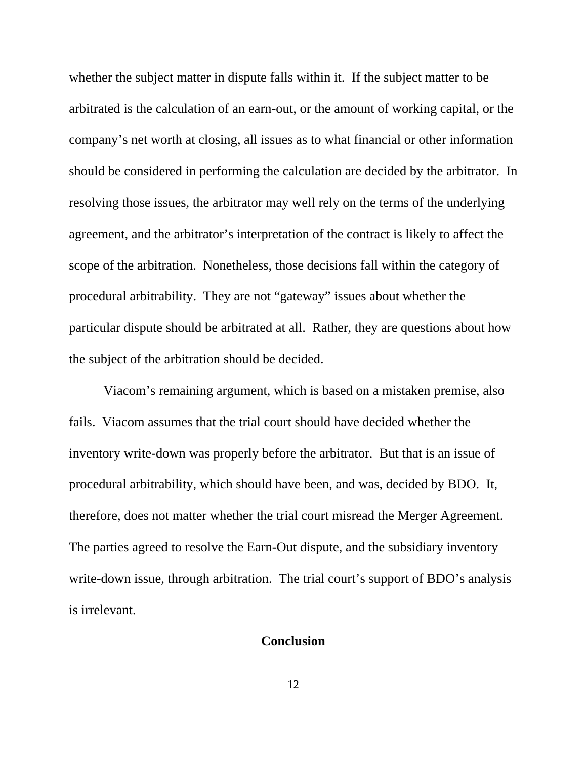whether the subject matter in dispute falls within it. If the subject matter to be arbitrated is the calculation of an earn-out, or the amount of working capital, or the company's net worth at closing, all issues as to what financial or other information should be considered in performing the calculation are decided by the arbitrator. In resolving those issues, the arbitrator may well rely on the terms of the underlying agreement, and the arbitrator's interpretation of the contract is likely to affect the scope of the arbitration. Nonetheless, those decisions fall within the category of procedural arbitrability. They are not "gateway" issues about whether the particular dispute should be arbitrated at all. Rather, they are questions about how the subject of the arbitration should be decided.

Viacom's remaining argument, which is based on a mistaken premise, also fails. Viacom assumes that the trial court should have decided whether the inventory write-down was properly before the arbitrator. But that is an issue of procedural arbitrability, which should have been, and was, decided by BDO. It, therefore, does not matter whether the trial court misread the Merger Agreement. The parties agreed to resolve the Earn-Out dispute, and the subsidiary inventory write-down issue, through arbitration. The trial court's support of BDO's analysis is irrelevant.

## Conclusion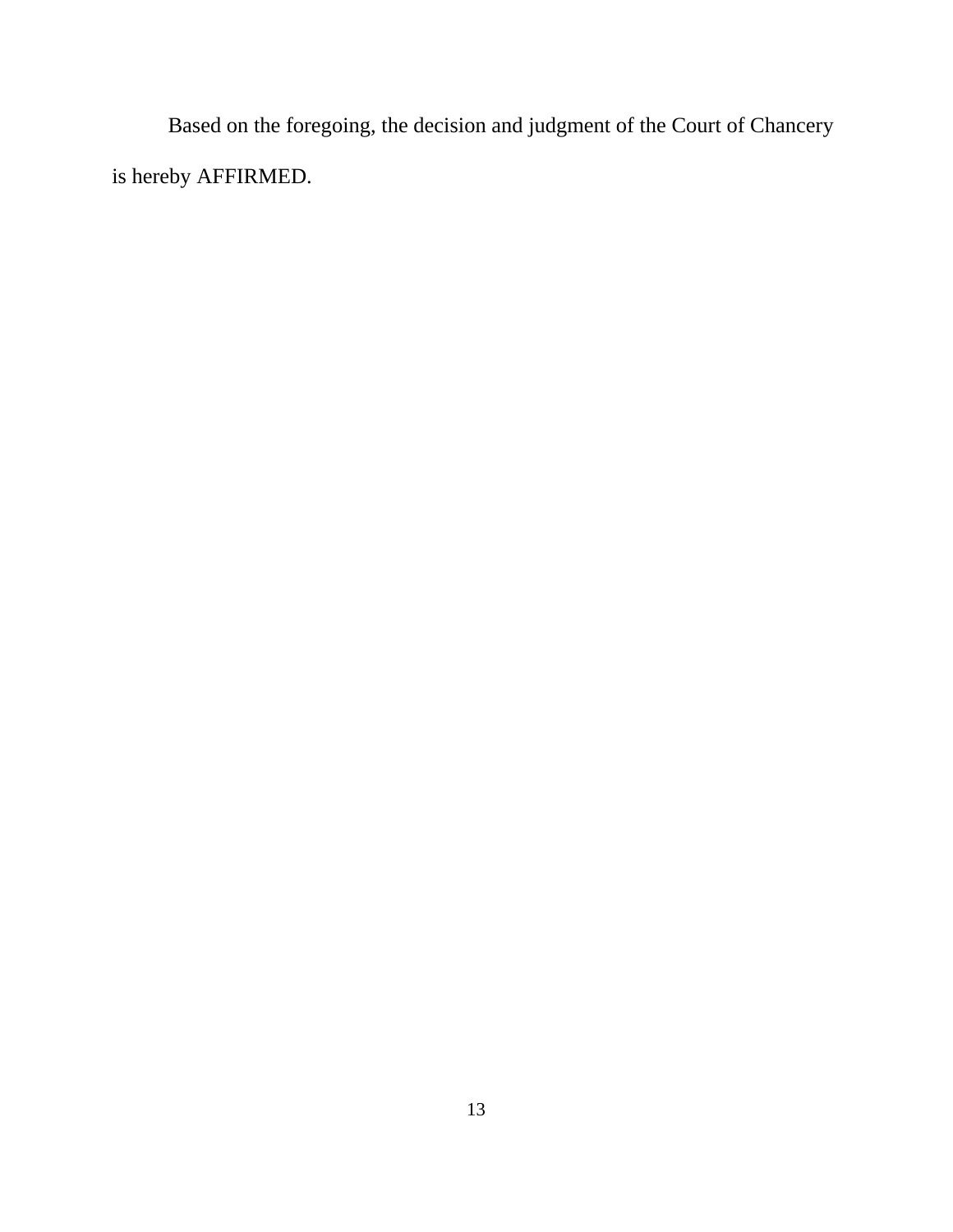Based on the foregoing, the decision and judgment of the Court of Chancery is hereby AFFIRMED.